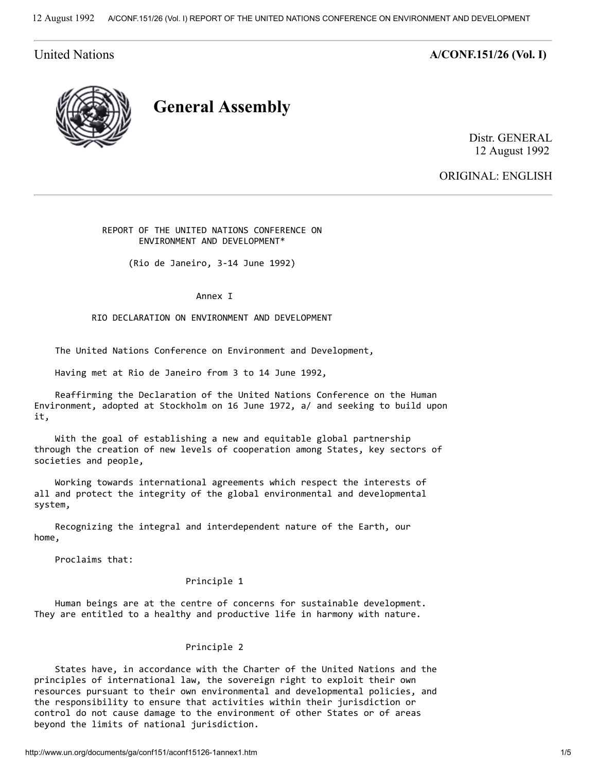United Nations

**A/CONF.151/26 (Vol. I)**

# General Assembly

Distr. GENERAL
12 August 1992

ORIGINAL: ENGLISH

---

REPORT OF THE UNITED NATIONS CONFERENCE ON ENVIRONMENT AND DEVELOPMENT*

(Rio de Janeiro, 3-14 June 1992)

Annex I

## RIO DECLARATION ON ENVIRONMENT AND DEVELOPMENT

The United Nations Conference on Environment and Development,

Having met at Rio de Janeiro from 3 to 14 June 1992,

Reaffirming the Declaration of the United Nations Conference on the Human Environment, adopted at Stockholm on 16 June 1972, a/ and seeking to build upon it,

With the goal of establishing a new and equitable global partnership through the creation of new levels of cooperation among States, key sectors of societies and people,

Working towards international agreements which respect the interests of all and protect the integrity of the global environmental and developmental system,

Recognizing the integral and interdependent nature of the Earth, our home,

Proclaims that:

### Principle 1

Human beings are at the centre of concerns for sustainable development. They are entitled to a healthy and productive life in harmony with nature.

### Principle 2

States have, in accordance with the Charter of the United Nations and the principles of international law, the sovereign right to exploit their own resources pursuant to their own environmental and developmental policies, and the responsibility to ensure that activities within their jurisdiction or control do not cause damage to the environment of other States or of areas beyond the limits of national jurisdiction.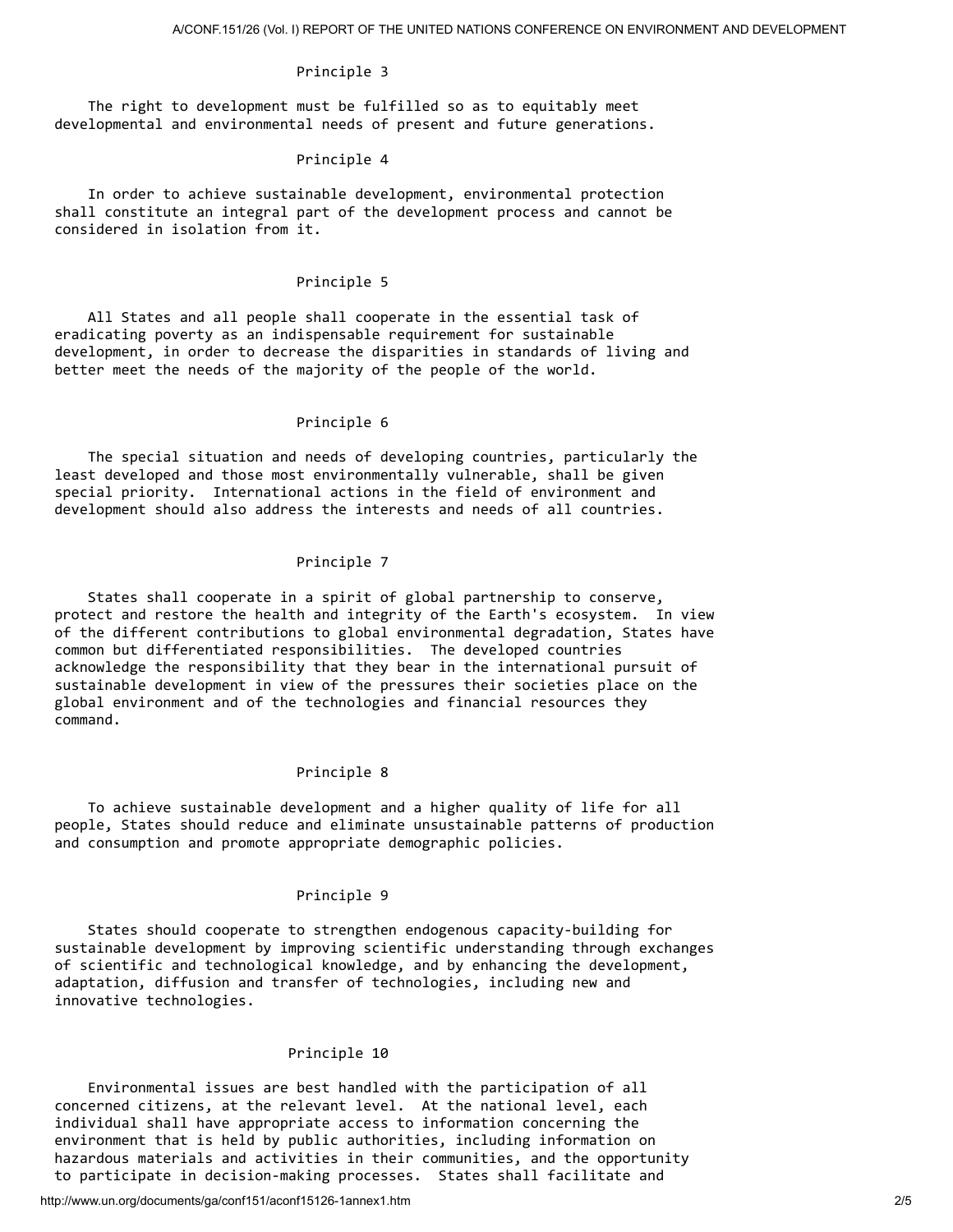Principle 3

The right to development must be fulfilled so as to equitably meet developmental and environmental needs of present and future generations.

Principle 4

In order to achieve sustainable development, environmental protection shall constitute an integral part of the development process and cannot be considered in isolation from it.

Principle 5

All States and all people shall cooperate in the essential task of eradicating poverty as an indispensable requirement for sustainable development, in order to decrease the disparities in standards of living and better meet the needs of the majority of the people of the world.

Principle 6

The special situation and needs of developing countries, particularly the least developed and those most environmentally vulnerable, shall be given special priority. International actions in the field of environment and development should also address the interests and needs of all countries.

Principle 7

States shall cooperate in a spirit of global partnership to conserve, protect and restore the health and integrity of the Earth's ecosystem. In view of the different contributions to global environmental degradation, States have common but differentiated responsibilities. The developed countries acknowledge the responsibility that they bear in the international pursuit of sustainable development in view of the pressures their societies place on the global environment and of the technologies and financial resources they command.

Principle 8

To achieve sustainable development and a higher quality of life for all people, States should reduce and eliminate unsustainable patterns of production and consumption and promote appropriate demographic policies.

Principle 9

States should cooperate to strengthen endogenous capacity-building for sustainable development by improving scientific understanding through exchanges of scientific and technological knowledge, and by enhancing the development, adaptation, diffusion and transfer of technologies, including new and innovative technologies.

Principle 10

Environmental issues are best handled with the participation of all concerned citizens, at the relevant level. At the national level, each individual shall have appropriate access to information concerning the environment that is held by public authorities, including information on hazardous materials and activities in their communities, and the opportunity to participate in decision-making processes. States shall facilitate and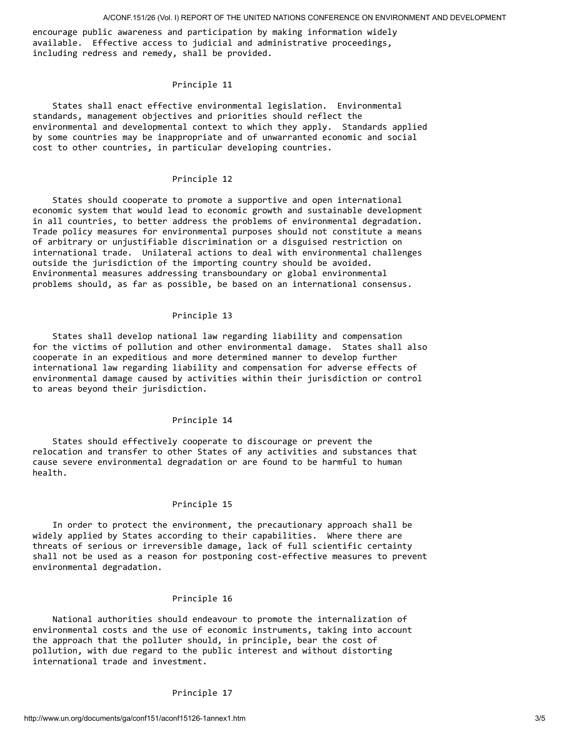encourage public awareness and participation by making information widely available. Effective access to judicial and administrative proceedings, including redress and remedy, shall be provided.

### Principle 11

States shall enact effective environmental legislation. Environmental standards, management objectives and priorities should reflect the environmental and developmental context to which they apply. Standards applied by some countries may be inappropriate and of unwarranted economic and social cost to other countries, in particular developing countries.

### Principle 12

States should cooperate to promote a supportive and open international economic system that would lead to economic growth and sustainable development in all countries, to better address the problems of environmental degradation. Trade policy measures for environmental purposes should not constitute a means of arbitrary or unjustifiable discrimination or a disguised restriction on international trade. Unilateral actions to deal with environmental challenges outside the jurisdiction of the importing country should be avoided. Environmental measures addressing transboundary or global environmental problems should, as far as possible, be based on an international consensus.

### Principle 13

States shall develop national law regarding liability and compensation for the victims of pollution and other environmental damage. States shall also cooperate in an expeditious and more determined manner to develop further international law regarding liability and compensation for adverse effects of environmental damage caused by activities within their jurisdiction or control to areas beyond their jurisdiction.

### Principle 14

States should effectively cooperate to discourage or prevent the relocation and transfer to other States of any activities and substances that cause severe environmental degradation or are found to be harmful to human health.

### Principle 15

In order to protect the environment, the precautionary approach shall be widely applied by States according to their capabilities. Where there are threats of serious or irreversible damage, lack of full scientific certainty shall not be used as a reason for postponing cost-effective measures to prevent environmental degradation.

### Principle 16

National authorities should endeavour to promote the internalization of environmental costs and the use of economic instruments, taking into account the approach that the polluter should, in principle, bear the cost of pollution, with due regard to the public interest and without distorting international trade and investment.

### Principle 17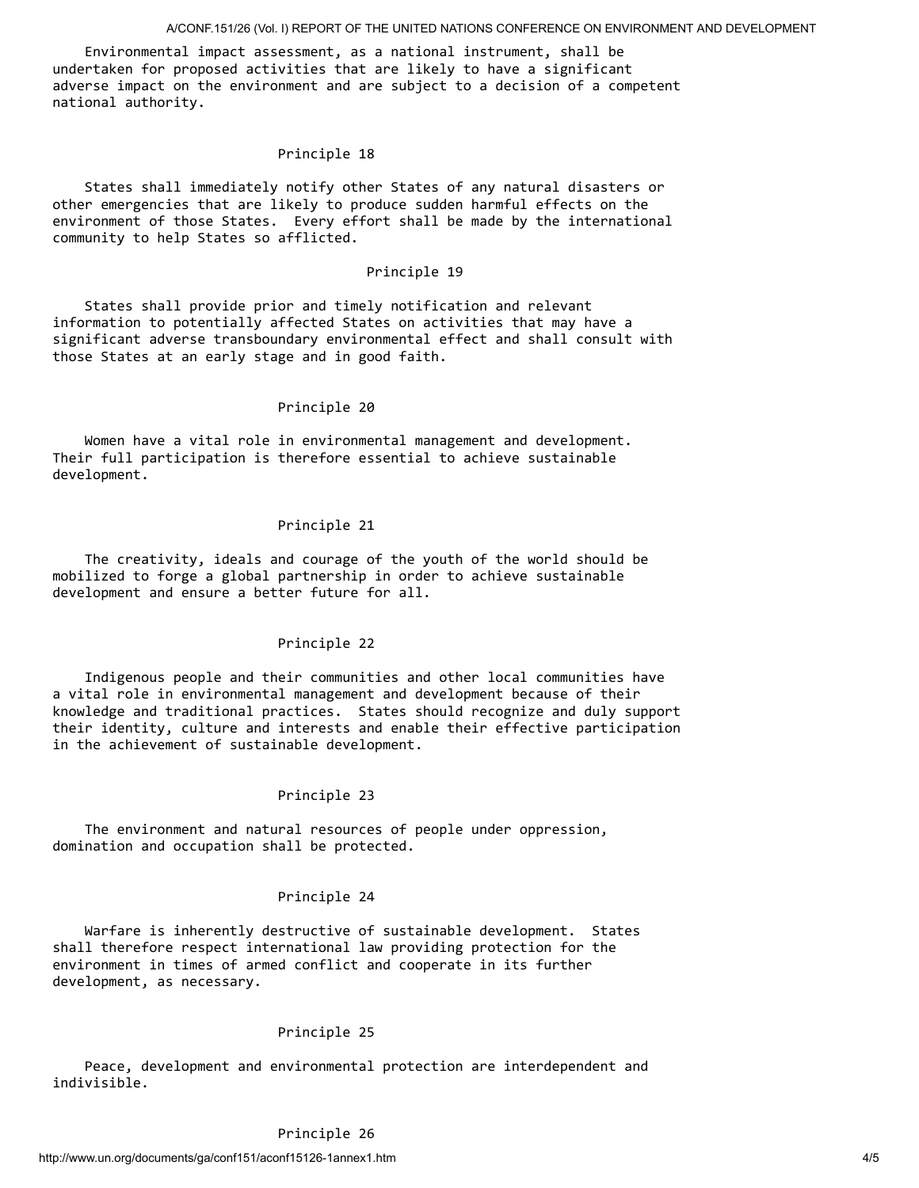Environmental impact assessment, as a national instrument, shall be undertaken for proposed activities that are likely to have a significant adverse impact on the environment and are subject to a decision of a competent national authority.

## Principle 18

States shall immediately notify other States of any natural disasters or other emergencies that are likely to produce sudden harmful effects on the environment of those States. Every effort shall be made by the international community to help States so afflicted.

## Principle 19

States shall provide prior and timely notification and relevant information to potentially affected States on activities that may have a significant adverse transboundary environmental effect and shall consult with those States at an early stage and in good faith.

## Principle 20

Women have a vital role in environmental management and development. Their full participation is therefore essential to achieve sustainable development.

## Principle 21

The creativity, ideals and courage of the youth of the world should be mobilized to forge a global partnership in order to achieve sustainable development and ensure a better future for all.

## Principle 22

Indigenous people and their communities and other local communities have a vital role in environmental management and development because of their knowledge and traditional practices. States should recognize and duly support their identity, culture and interests and enable their effective participation in the achievement of sustainable development.

## Principle 23

The environment and natural resources of people under oppression, domination and occupation shall be protected.

## Principle 24

Warfare is inherently destructive of sustainable development. States shall therefore respect international law providing protection for the environment in times of armed conflict and cooperate in its further development, as necessary.

## Principle 25

Peace, development and environmental protection are interdependent and indivisible.

## Principle 26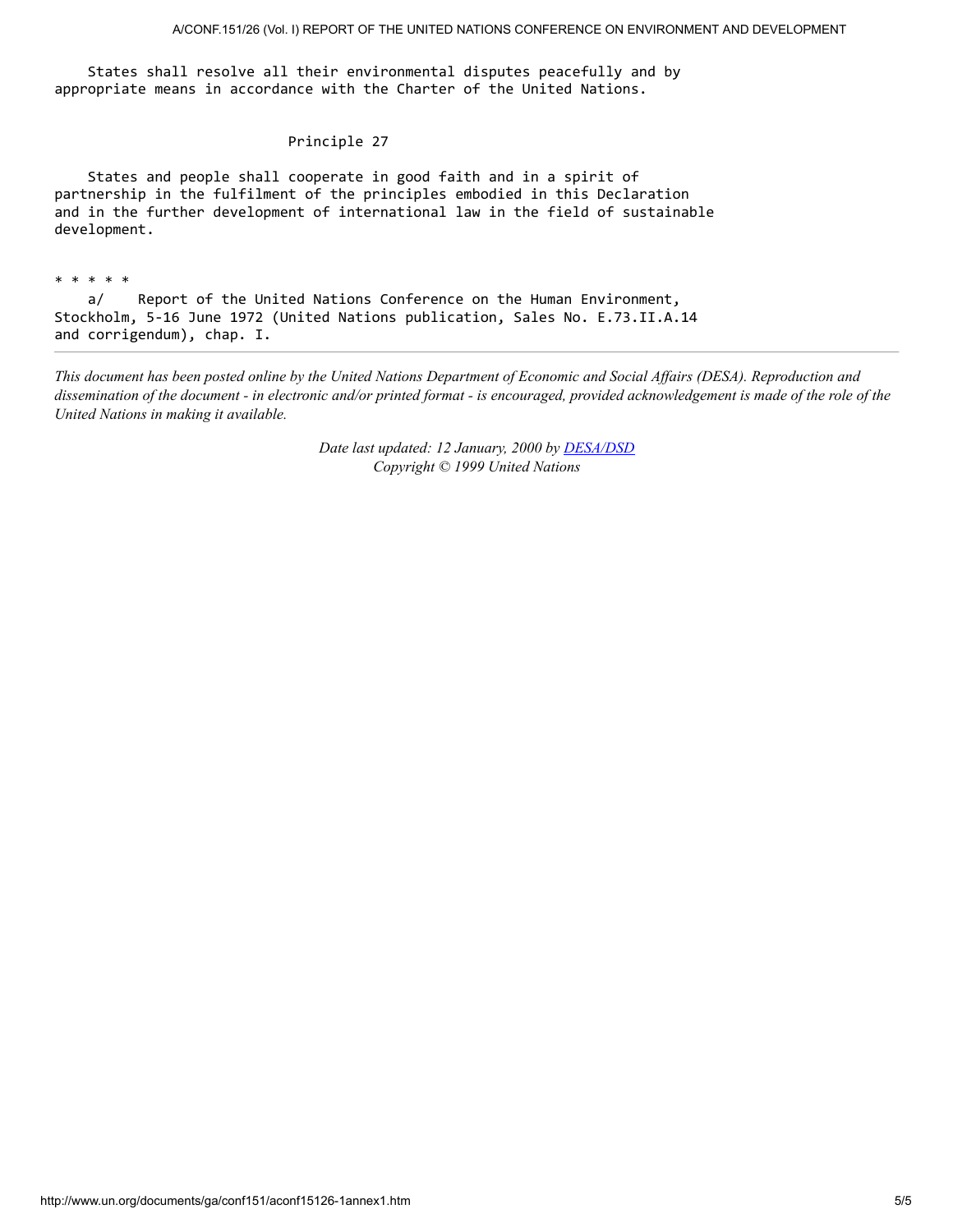States shall resolve all their environmental disputes peacefully and by appropriate means in accordance with the Charter of the United Nations.

### Principle 27

States and people shall cooperate in good faith and in a spirit of partnership in the fulfilment of the principles embodied in this Declaration and in the further development of international law in the field of sustainable development.

* * * * *

a/ Report of the United Nations Conference on the Human Environment, Stockholm, 5-16 June 1972 (United Nations publication, Sales No. E.73.II.A.14 and corrigendum), chap. I.

---

*This document has been posted online by the United Nations Department of Economic and Social Affairs (DESA). Reproduction and dissemination of the document - in electronic and/or printed format - is encouraged, provided acknowledgement is made of the role of the United Nations in making it available.*

*Date last updated: 12 January, 2000 by DESA/DSD*
*Copyright © 1999 United Nations*